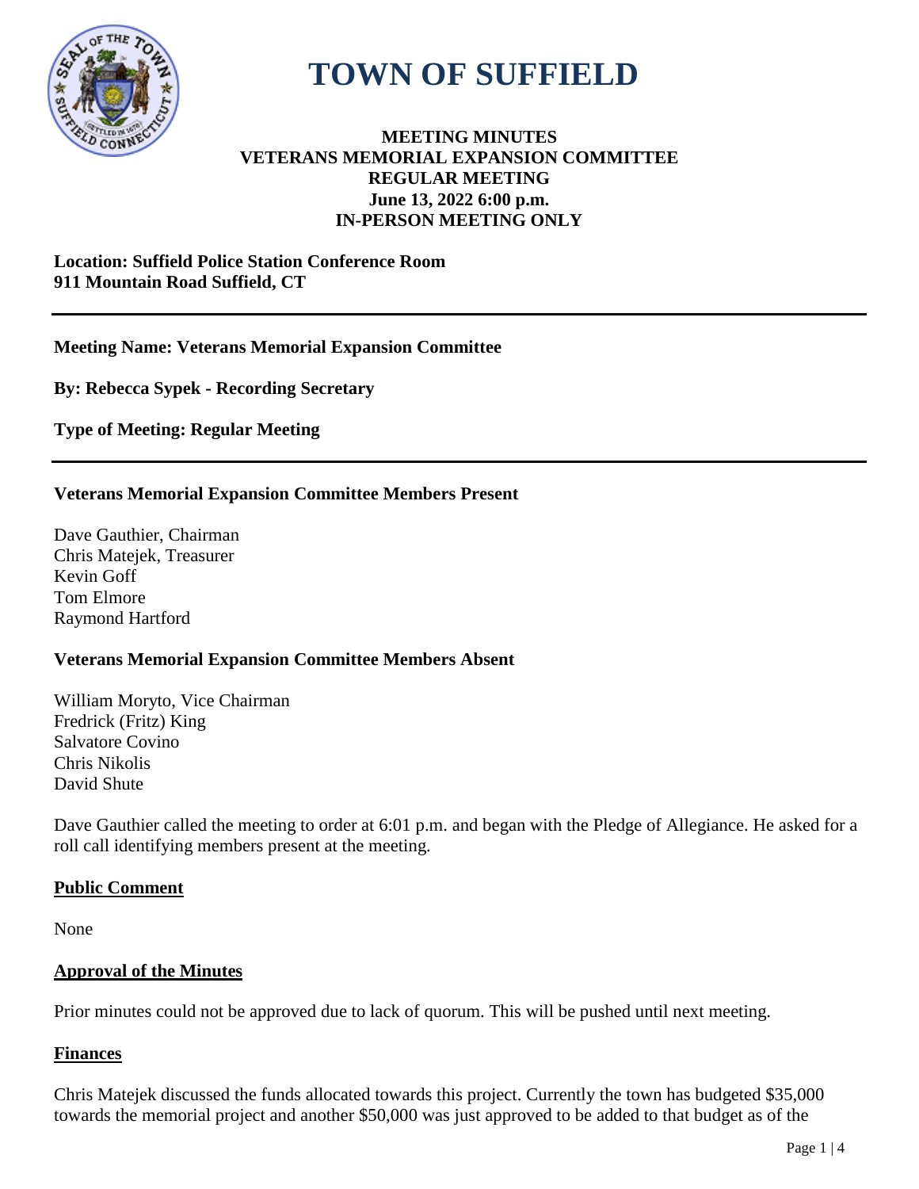# TOWN OF SUFFIELD

**MEETING MINUTES**
**VETERANS MEMORIAL EXPANSION COMMITTEE**
**REGULAR MEETING**
**June 13, 2022 6:00 p.m.**
**IN-PERSON MEETING ONLY**

**Location: Suffield Police Station Conference Room**
**911 Mountain Road Suffield, CT**

---

**Meeting Name: Veterans Memorial Expansion Committee**

**By: Rebecca Sypek - Recording Secretary**

**Type of Meeting: Regular Meeting**

---

**Veterans Memorial Expansion Committee Members Present**

Dave Gauthier, Chairman
Chris Matejek, Treasurer
Kevin Goff
Tom Elmore
Raymond Hartford

**Veterans Memorial Expansion Committee Members Absent**

William Moryto, Vice Chairman
Fredrick (Fritz) King
Salvatore Covino
Chris Nikolis
David Shute

Dave Gauthier called the meeting to order at 6:01 p.m. and began with the Pledge of Allegiance. He asked for a roll call identifying members present at the meeting.

## Public Comment

None

## Approval of the Minutes

Prior minutes could not be approved due to lack of quorum. This will be pushed until next meeting.

## Finances

Chris Matejek discussed the funds allocated towards this project. Currently the town has budgeted $35,000 towards the memorial project and another $50,000 was just approved to be added to that budget as of the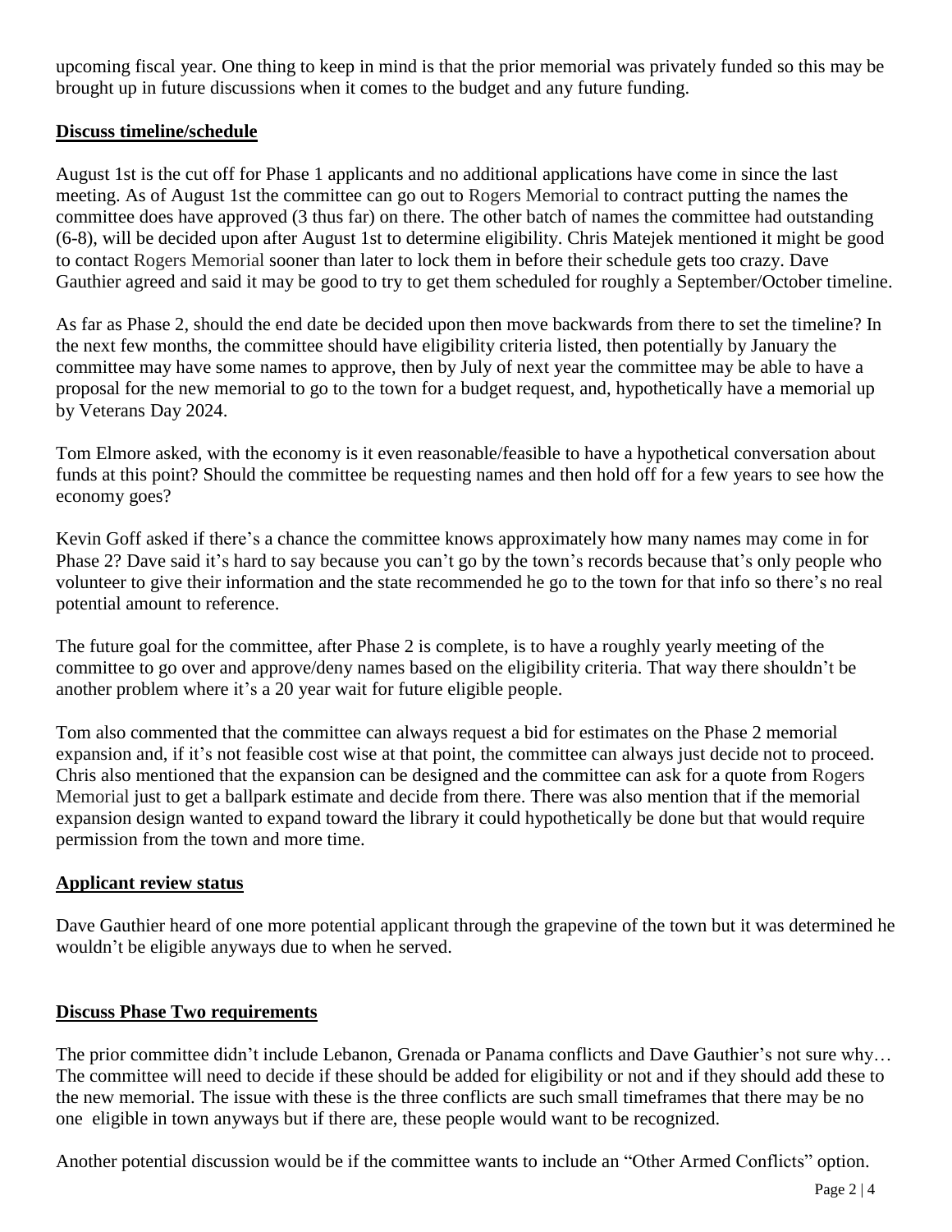upcoming fiscal year. One thing to keep in mind is that the prior memorial was privately funded so this may be brought up in future discussions when it comes to the budget and any future funding.

**Discuss timeline/schedule**

August 1st is the cut off for Phase 1 applicants and no additional applications have come in since the last meeting. As of August 1st the committee can go out to Rogers Memorial to contract putting the names the committee does have approved (3 thus far) on there. The other batch of names the committee had outstanding (6-8), will be decided upon after August 1st to determine eligibility. Chris Matejek mentioned it might be good to contact Rogers Memorial sooner than later to lock them in before their schedule gets too crazy. Dave Gauthier agreed and said it may be good to try to get them scheduled for roughly a September/October timeline.

As far as Phase 2, should the end date be decided upon then move backwards from there to set the timeline? In the next few months, the committee should have eligibility criteria listed, then potentially by January the committee may have some names to approve, then by July of next year the committee may be able to have a proposal for the new memorial to go to the town for a budget request, and, hypothetically have a memorial up by Veterans Day 2024.

Tom Elmore asked, with the economy is it even reasonable/feasible to have a hypothetical conversation about funds at this point? Should the committee be requesting names and then hold off for a few years to see how the economy goes?

Kevin Goff asked if there's a chance the committee knows approximately how many names may come in for Phase 2? Dave said it's hard to say because you can't go by the town's records because that's only people who volunteer to give their information and the state recommended he go to the town for that info so there's no real potential amount to reference.

The future goal for the committee, after Phase 2 is complete, is to have a roughly yearly meeting of the committee to go over and approve/deny names based on the eligibility criteria. That way there shouldn't be another problem where it's a 20 year wait for future eligible people.

Tom also commented that the committee can always request a bid for estimates on the Phase 2 memorial expansion and, if it's not feasible cost wise at that point, the committee can always just decide not to proceed. Chris also mentioned that the expansion can be designed and the committee can ask for a quote from Rogers Memorial just to get a ballpark estimate and decide from there. There was also mention that if the memorial expansion design wanted to expand toward the library it could hypothetically be done but that would require permission from the town and more time.

**Applicant review status**

Dave Gauthier heard of one more potential applicant through the grapevine of the town but it was determined he wouldn't be eligible anyways due to when he served.

**Discuss Phase Two requirements**

The prior committee didn't include Lebanon, Grenada or Panama conflicts and Dave Gauthier's not sure why… The committee will need to decide if these should be added for eligibility or not and if they should add these to the new memorial. The issue with these is the three conflicts are such small timeframes that there may be no one eligible in town anyways but if there are, these people would want to be recognized.

Another potential discussion would be if the committee wants to include an "Other Armed Conflicts" option.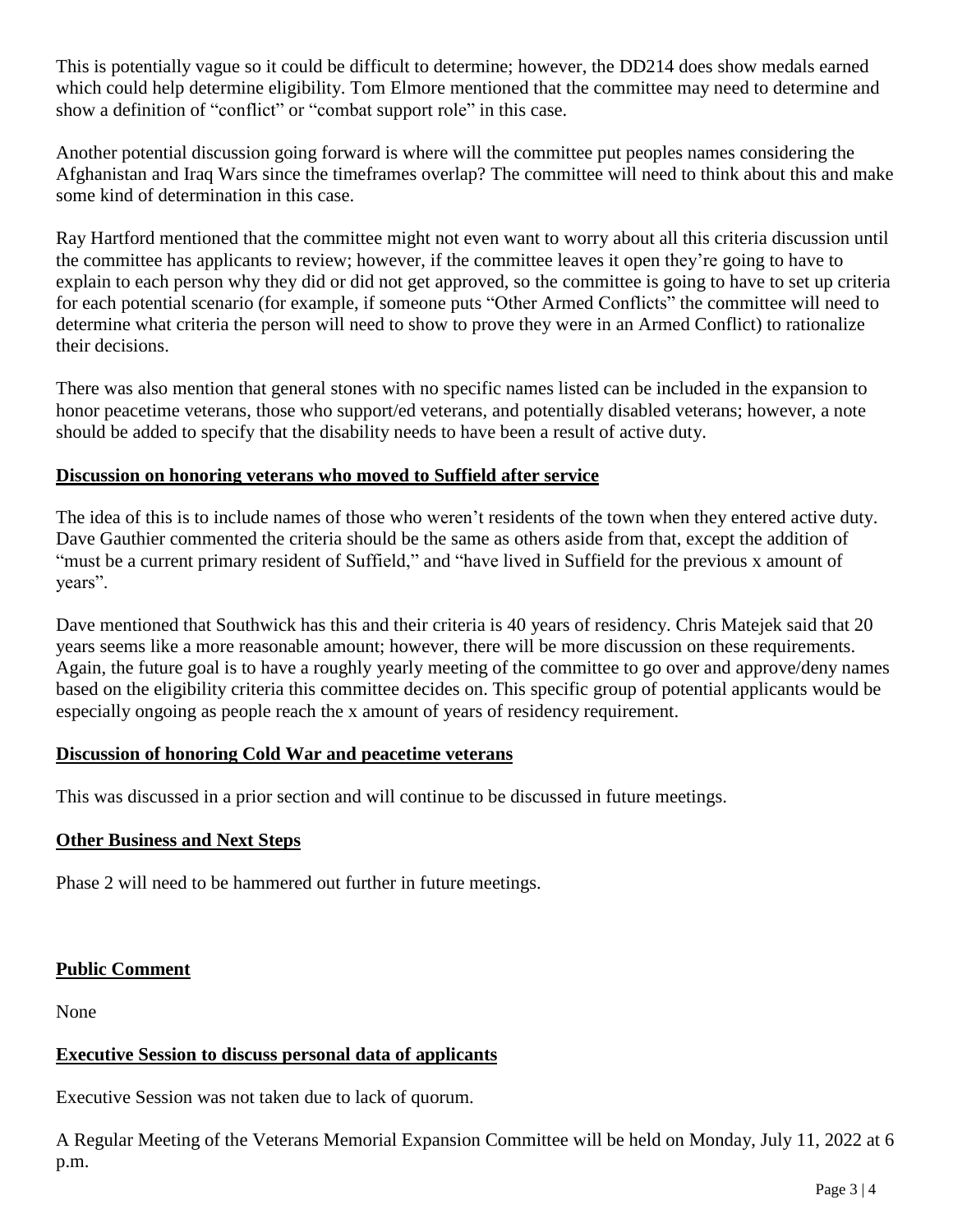This is potentially vague so it could be difficult to determine; however, the DD214 does show medals earned which could help determine eligibility. Tom Elmore mentioned that the committee may need to determine and show a definition of "conflict" or "combat support role" in this case.

Another potential discussion going forward is where will the committee put peoples names considering the Afghanistan and Iraq Wars since the timeframes overlap? The committee will need to think about this and make some kind of determination in this case.

Ray Hartford mentioned that the committee might not even want to worry about all this criteria discussion until the committee has applicants to review; however, if the committee leaves it open they're going to have to explain to each person why they did or did not get approved, so the committee is going to have to set up criteria for each potential scenario (for example, if someone puts "Other Armed Conflicts" the committee will need to determine what criteria the person will need to show to prove they were in an Armed Conflict) to rationalize their decisions.

There was also mention that general stones with no specific names listed can be included in the expansion to honor peacetime veterans, those who support/ed veterans, and potentially disabled veterans; however, a note should be added to specify that the disability needs to have been a result of active duty.

**Discussion on honoring veterans who moved to Suffield after service**

The idea of this is to include names of those who weren't residents of the town when they entered active duty. Dave Gauthier commented the criteria should be the same as others aside from that, except the addition of "must be a current primary resident of Suffield," and "have lived in Suffield for the previous x amount of years".

Dave mentioned that Southwick has this and their criteria is 40 years of residency. Chris Matejek said that 20 years seems like a more reasonable amount; however, there will be more discussion on these requirements. Again, the future goal is to have a roughly yearly meeting of the committee to go over and approve/deny names based on the eligibility criteria this committee decides on. This specific group of potential applicants would be especially ongoing as people reach the x amount of years of residency requirement.

**Discussion of honoring Cold War and peacetime veterans**

This was discussed in a prior section and will continue to be discussed in future meetings.

**Other Business and Next Steps**

Phase 2 will need to be hammered out further in future meetings.

**Public Comment**

None

**Executive Session to discuss personal data of applicants**

Executive Session was not taken due to lack of quorum.

A Regular Meeting of the Veterans Memorial Expansion Committee will be held on Monday, July 11, 2022 at 6 p.m.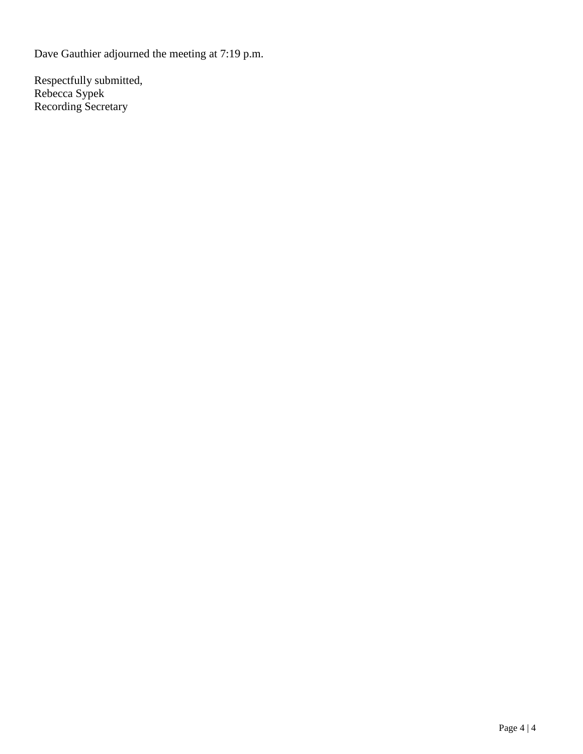Dave Gauthier adjourned the meeting at 7:19 p.m.

Respectfully submitted,
Rebecca Sypek
Recording Secretary